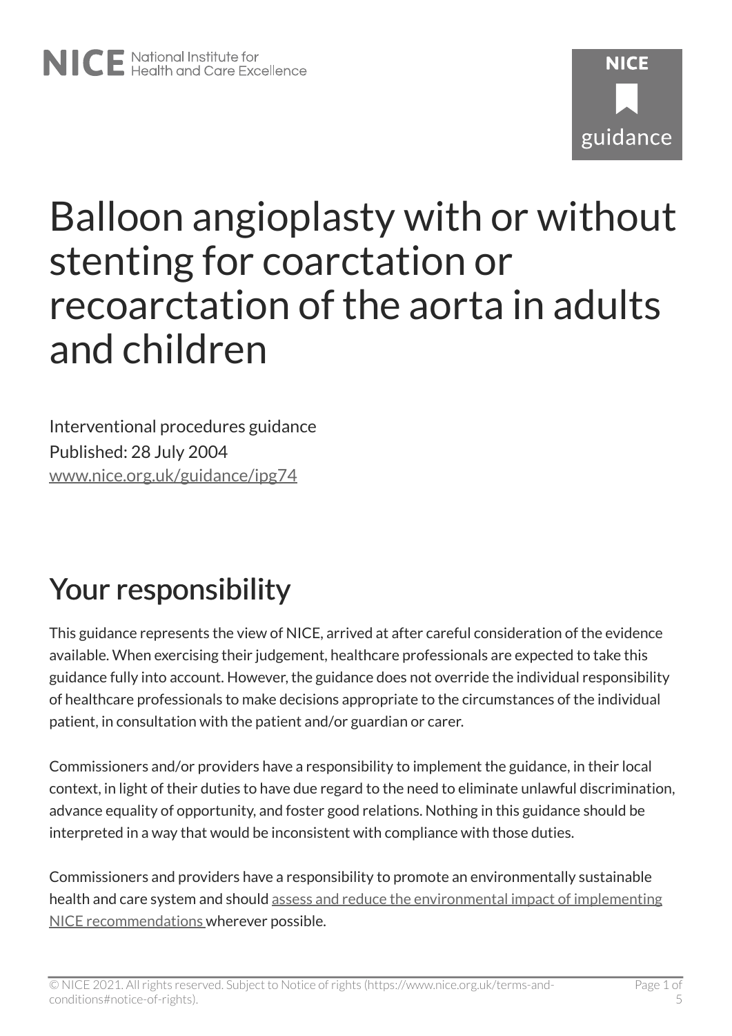NICE National Institute for Health and Care Excellence

# Balloon angioplasty with or without stenting for coarctation or recoarctation of the aorta in adults and children

Interventional procedures guidance
Published: 28 July 2004
[www.nice.org.uk/guidance/ipg74](www.nice.org.uk/guidance/ipg74)

## Your responsibility

This guidance represents the view of NICE, arrived at after careful consideration of the evidence available. When exercising their judgement, healthcare professionals are expected to take this guidance fully into account. However, the guidance does not override the individual responsibility of healthcare professionals to make decisions appropriate to the circumstances of the individual patient, in consultation with the patient and/or guardian or carer.

Commissioners and/or providers have a responsibility to implement the guidance, in their local context, in light of their duties to have due regard to the need to eliminate unlawful discrimination, advance equality of opportunity, and foster good relations. Nothing in this guidance should be interpreted in a way that would be inconsistent with compliance with those duties.

Commissioners and providers have a responsibility to promote an environmentally sustainable health and care system and should assess and reduce the environmental impact of implementing NICE recommendations wherever possible.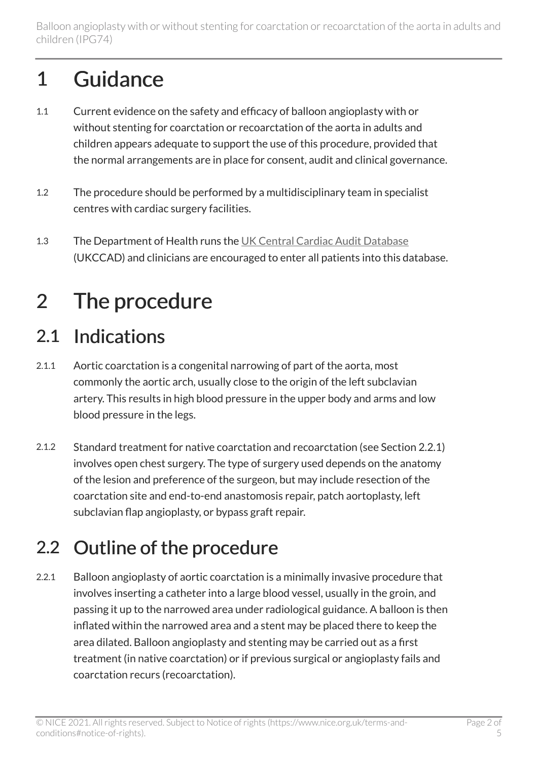# 1 Guidance

1.1 Current evidence on the safety and efficacy of balloon angioplasty with or without stenting for coarctation or recoarctation of the aorta in adults and children appears adequate to support the use of this procedure, provided that the normal arrangements are in place for consent, audit and clinical governance.

1.2 The procedure should be performed by a multidisciplinary team in specialist centres with cardiac surgery facilities.

1.3 The Department of Health runs the [UK Central Cardiac Audit Database](#) (UKCCAD) and clinicians are encouraged to enter all patients into this database.

# 2 The procedure

## 2.1 Indications

2.1.1 Aortic coarctation is a congenital narrowing of part of the aorta, most commonly the aortic arch, usually close to the origin of the left subclavian artery. This results in high blood pressure in the upper body and arms and low blood pressure in the legs.

2.1.2 Standard treatment for native coarctation and recoarctation (see Section 2.2.1) involves open chest surgery. The type of surgery used depends on the anatomy of the lesion and preference of the surgeon, but may include resection of the coarctation site and end-to-end anastomosis repair, patch aortoplasty, left subclavian flap angioplasty, or bypass graft repair.

## 2.2 Outline of the procedure

2.2.1 Balloon angioplasty of aortic coarctation is a minimally invasive procedure that involves inserting a catheter into a large blood vessel, usually in the groin, and passing it up to the narrowed area under radiological guidance. A balloon is then inflated within the narrowed area and a stent may be placed there to keep the area dilated. Balloon angioplasty and stenting may be carried out as a first treatment (in native coarctation) or if previous surgical or angioplasty fails and coarctation recurs (recoarctation).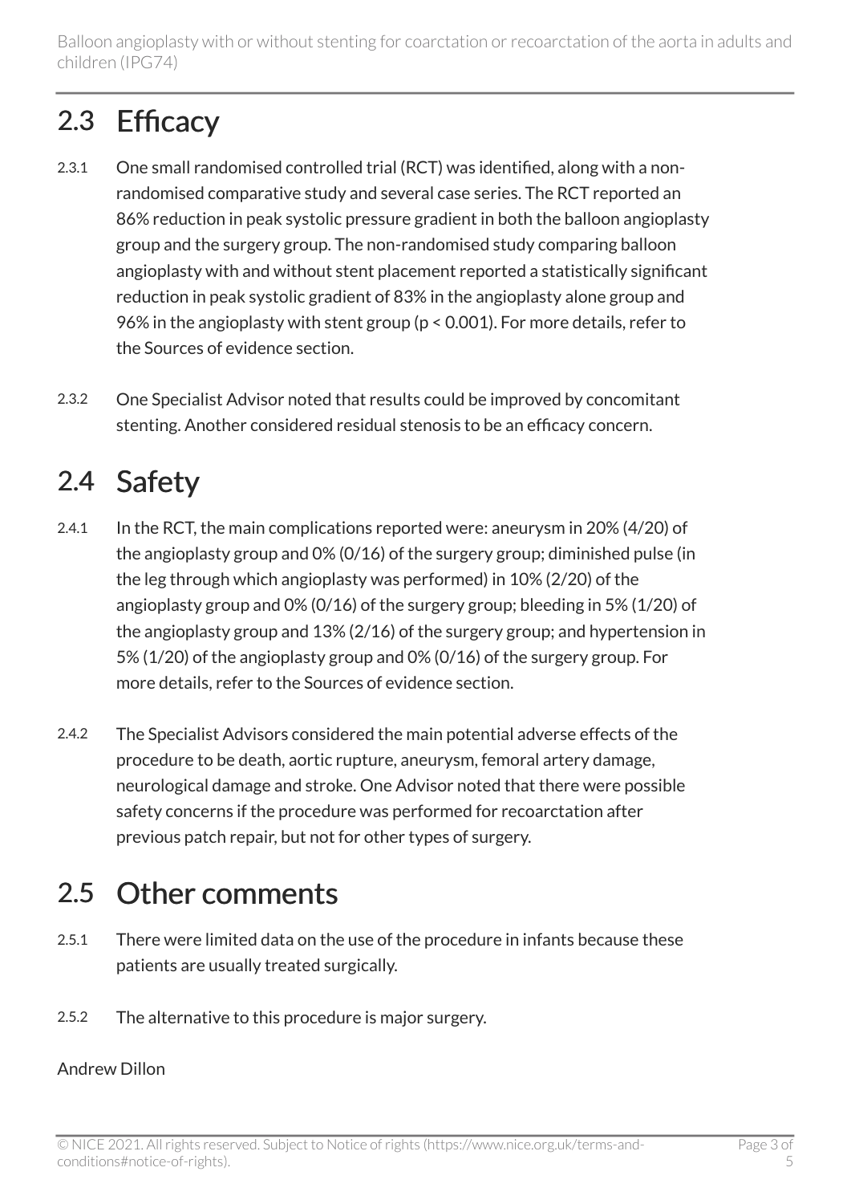## 2.3 Efficacy

2.3.1 One small randomised controlled trial (RCT) was identified, along with a non-randomised comparative study and several case series. The RCT reported an 86% reduction in peak systolic pressure gradient in both the balloon angioplasty group and the surgery group. The non-randomised study comparing balloon angioplasty with and without stent placement reported a statistically significant reduction in peak systolic gradient of 83% in the angioplasty alone group and 96% in the angioplasty with stent group ($p < 0.001$). For more details, refer to the Sources of evidence section.

2.3.2 One Specialist Advisor noted that results could be improved by concomitant stenting. Another considered residual stenosis to be an efficacy concern.

## 2.4 Safety

2.4.1 In the RCT, the main complications reported were: aneurysm in 20% (4/20) of the angioplasty group and 0% (0/16) of the surgery group; diminished pulse (in the leg through which angioplasty was performed) in 10% (2/20) of the angioplasty group and 0% (0/16) of the surgery group; bleeding in 5% (1/20) of the angioplasty group and 13% (2/16) of the surgery group; and hypertension in 5% (1/20) of the angioplasty group and 0% (0/16) of the surgery group. For more details, refer to the Sources of evidence section.

2.4.2 The Specialist Advisors considered the main potential adverse effects of the procedure to be death, aortic rupture, aneurysm, femoral artery damage, neurological damage and stroke. One Advisor noted that there were possible safety concerns if the procedure was performed for recoarctation after previous patch repair, but not for other types of surgery.

## 2.5 Other comments

2.5.1 There were limited data on the use of the procedure in infants because these patients are usually treated surgically.

2.5.2 The alternative to this procedure is major surgery.

Andrew Dillon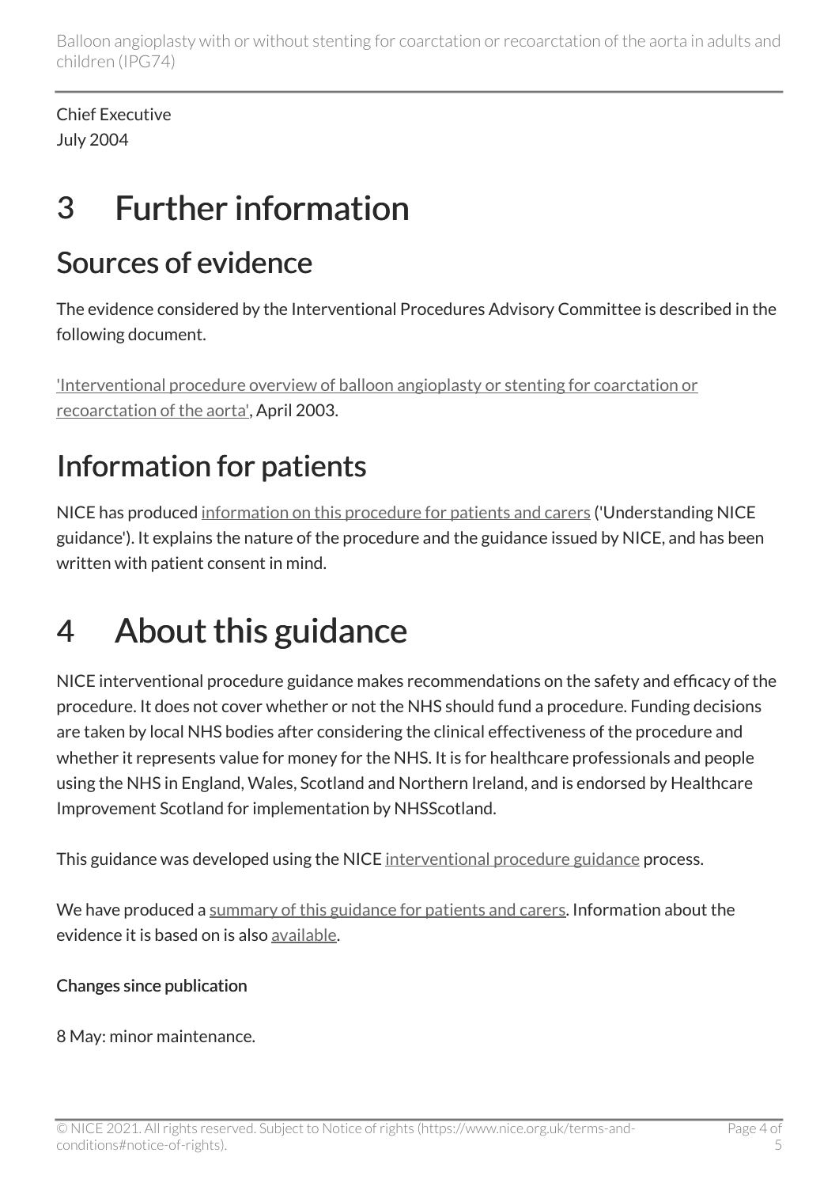Chief Executive
July 2004

# 3 Further information

## Sources of evidence

The evidence considered by the Interventional Procedures Advisory Committee is described in the following document.

'Interventional procedure overview of balloon angioplasty or stenting for coarctation or recoarctation of the aorta', April 2003.

## Information for patients

NICE has produced information on this procedure for patients and carers ('Understanding NICE guidance'). It explains the nature of the procedure and the guidance issued by NICE, and has been written with patient consent in mind.

# 4 About this guidance

NICE interventional procedure guidance makes recommendations on the safety and efficacy of the procedure. It does not cover whether or not the NHS should fund a procedure. Funding decisions are taken by local NHS bodies after considering the clinical effectiveness of the procedure and whether it represents value for money for the NHS. It is for healthcare professionals and people using the NHS in England, Wales, Scotland and Northern Ireland, and is endorsed by Healthcare Improvement Scotland for implementation by NHSScotland.

This guidance was developed using the NICE interventional procedure guidance process.

We have produced a summary of this guidance for patients and carers. Information about the evidence it is based on is also available.

**Changes since publication**

8 May: minor maintenance.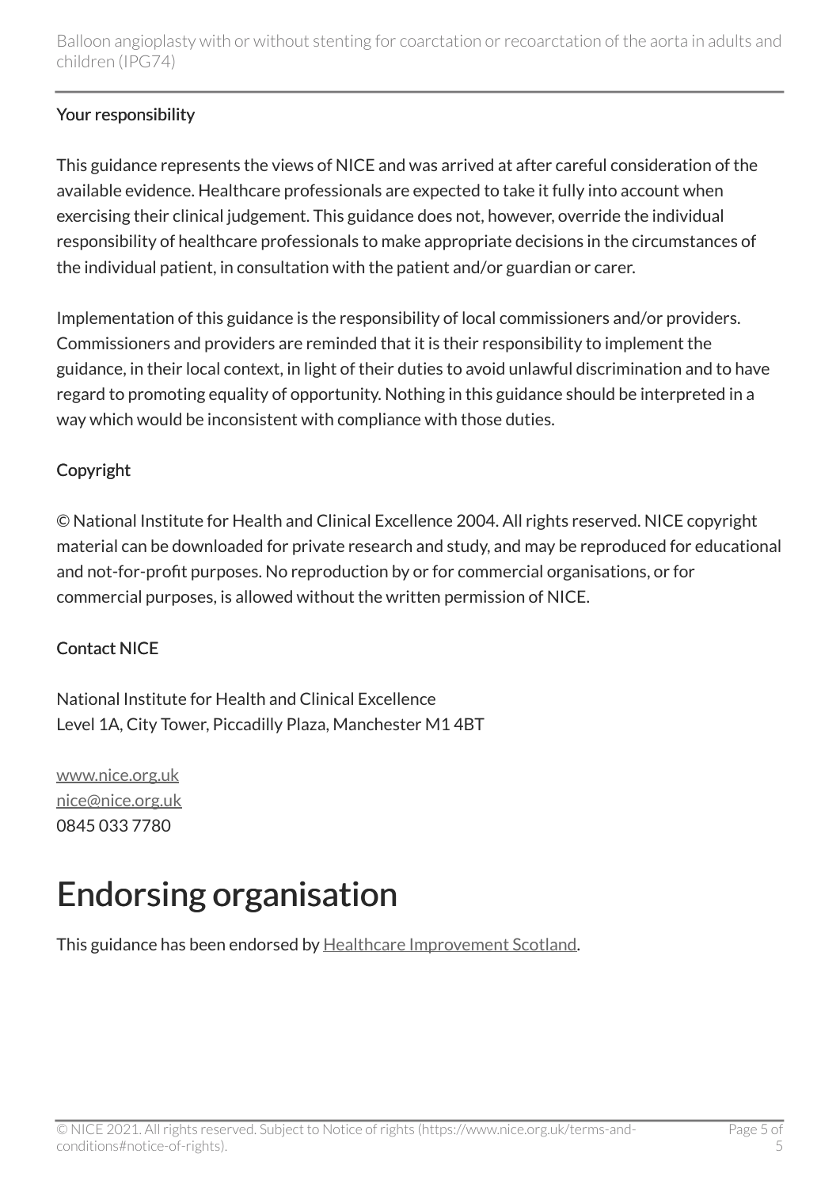### Your responsibility

This guidance represents the views of NICE and was arrived at after careful consideration of the available evidence. Healthcare professionals are expected to take it fully into account when exercising their clinical judgement. This guidance does not, however, override the individual responsibility of healthcare professionals to make appropriate decisions in the circumstances of the individual patient, in consultation with the patient and/or guardian or carer.

Implementation of this guidance is the responsibility of local commissioners and/or providers. Commissioners and providers are reminded that it is their responsibility to implement the guidance, in their local context, in light of their duties to avoid unlawful discrimination and to have regard to promoting equality of opportunity. Nothing in this guidance should be interpreted in a way which would be inconsistent with compliance with those duties.

### Copyright

© National Institute for Health and Clinical Excellence 2004. All rights reserved. NICE copyright material can be downloaded for private research and study, and may be reproduced for educational and not-for-profit purposes. No reproduction by or for commercial organisations, or for commercial purposes, is allowed without the written permission of NICE.

### Contact NICE

National Institute for Health and Clinical Excellence
Level 1A, City Tower, Piccadilly Plaza, Manchester M1 4BT

www.nice.org.uk
nice@nice.org.uk
0845 033 7780

# Endorsing organisation

This guidance has been endorsed by Healthcare Improvement Scotland.